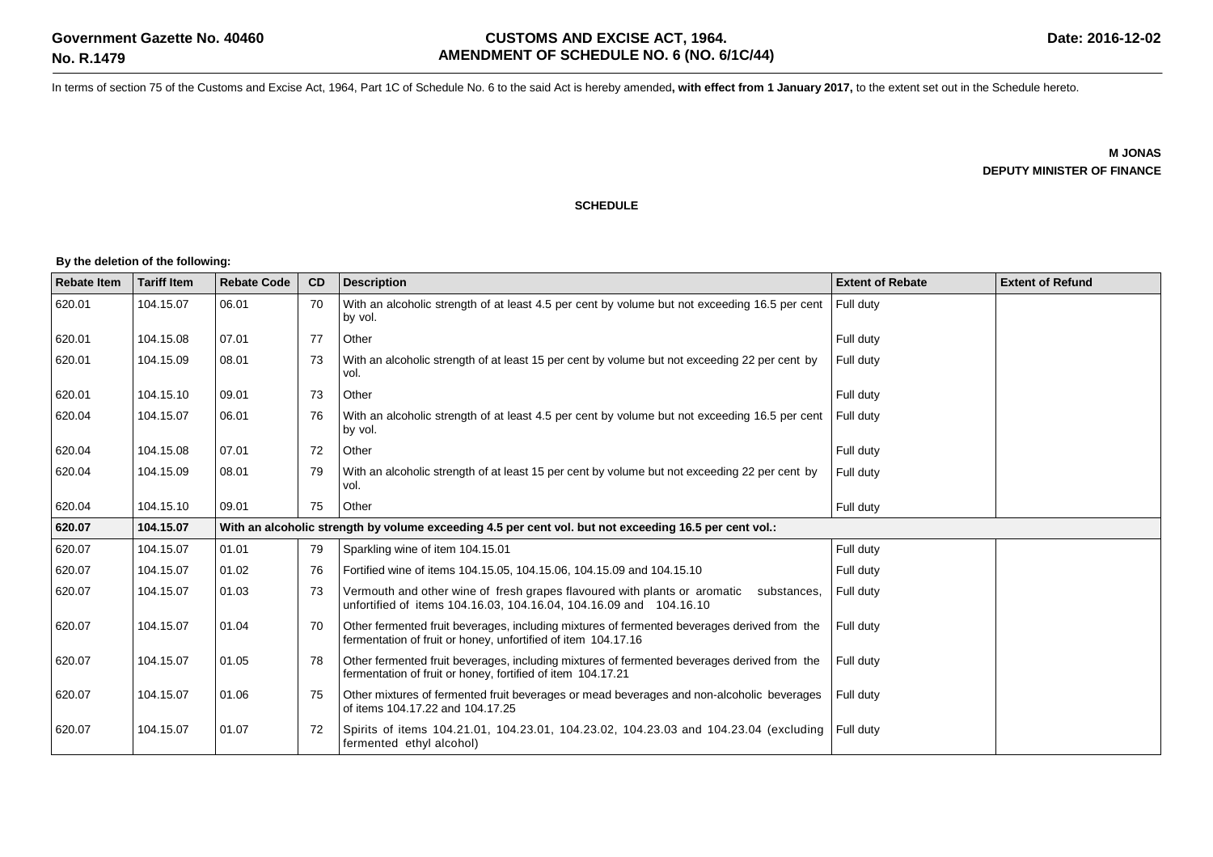**Government Gazette No. 40460**
**No. R.1479**

# CUSTOMS AND EXCISE ACT, 1964.
## AMENDMENT OF SCHEDULE NO. 6 (NO. 6/1C/44)

**Date: 2016-12-02**

In terms of section 75 of the Customs and Excise Act, 1964, Part 1C of Schedule No. 6 to the said Act is hereby amended**, with effect from 1 January 2017,** to the extent set out in the Schedule hereto.

**M JONAS**
**DEPUTY MINISTER OF FINANCE**

**SCHEDULE**

**By the deletion of the following:**

| Rebate Item | Tariff Item | Rebate Code | CD | Description | Extent of Rebate | Extent of Refund |
|---|---|---|---|---|---|---|
| 620.01 | 104.15.07 | 06.01 | 70 | With an alcoholic strength of at least 4.5 per cent by volume but not exceeding 16.5 per cent by vol. | Full duty | |
| 620.01 | 104.15.08 | 07.01 | 77 | Other | Full duty | |
| 620.01 | 104.15.09 | 08.01 | 73 | With an alcoholic strength of at least 15 per cent by volume but not exceeding 22 per cent by vol. | Full duty | |
| 620.01 | 104.15.10 | 09.01 | 73 | Other | Full duty | |
| 620.04 | 104.15.07 | 06.01 | 76 | With an alcoholic strength of at least 4.5 per cent by volume but not exceeding 16.5 per cent by vol. | Full duty | |
| 620.04 | 104.15.08 | 07.01 | 72 | Other | Full duty | |
| 620.04 | 104.15.09 | 08.01 | 79 | With an alcoholic strength of at least 15 per cent by volume but not exceeding 22 per cent by vol. | Full duty | |
| 620.04 | 104.15.10 | 09.01 | 75 | Other | Full duty | |
| **620.07** | **104.15.07** | **With an alcoholic strength by volume exceeding 4.5 per cent vol. but not exceeding 16.5 per cent vol.:** | | | | |
| 620.07 | 104.15.07 | 01.01 | 79 | Sparkling wine of item 104.15.01 | Full duty | |
| 620.07 | 104.15.07 | 01.02 | 76 | Fortified wine of items 104.15.05, 104.15.06, 104.15.09 and 104.15.10 | Full duty | |
| 620.07 | 104.15.07 | 01.03 | 73 | Vermouth and other wine of fresh grapes flavoured with plants or aromatic substances, unfortified of items 104.16.03, 104.16.04, 104.16.09 and 104.16.10 | Full duty | |
| 620.07 | 104.15.07 | 01.04 | 70 | Other fermented fruit beverages, including mixtures of fermented beverages derived from the fermentation of fruit or honey, unfortified of item 104.17.16 | Full duty | |
| 620.07 | 104.15.07 | 01.05 | 78 | Other fermented fruit beverages, including mixtures of fermented beverages derived from the fermentation of fruit or honey, fortified of item 104.17.21 | Full duty | |
| 620.07 | 104.15.07 | 01.06 | 75 | Other mixtures of fermented fruit beverages or mead beverages and non-alcoholic beverages of items 104.17.22 and 104.17.25 | Full duty | |
| 620.07 | 104.15.07 | 01.07 | 72 | Spirits of items 104.21.01, 104.23.01, 104.23.02, 104.23.03 and 104.23.04 (excluding fermented ethyl alcohol) | Full duty | |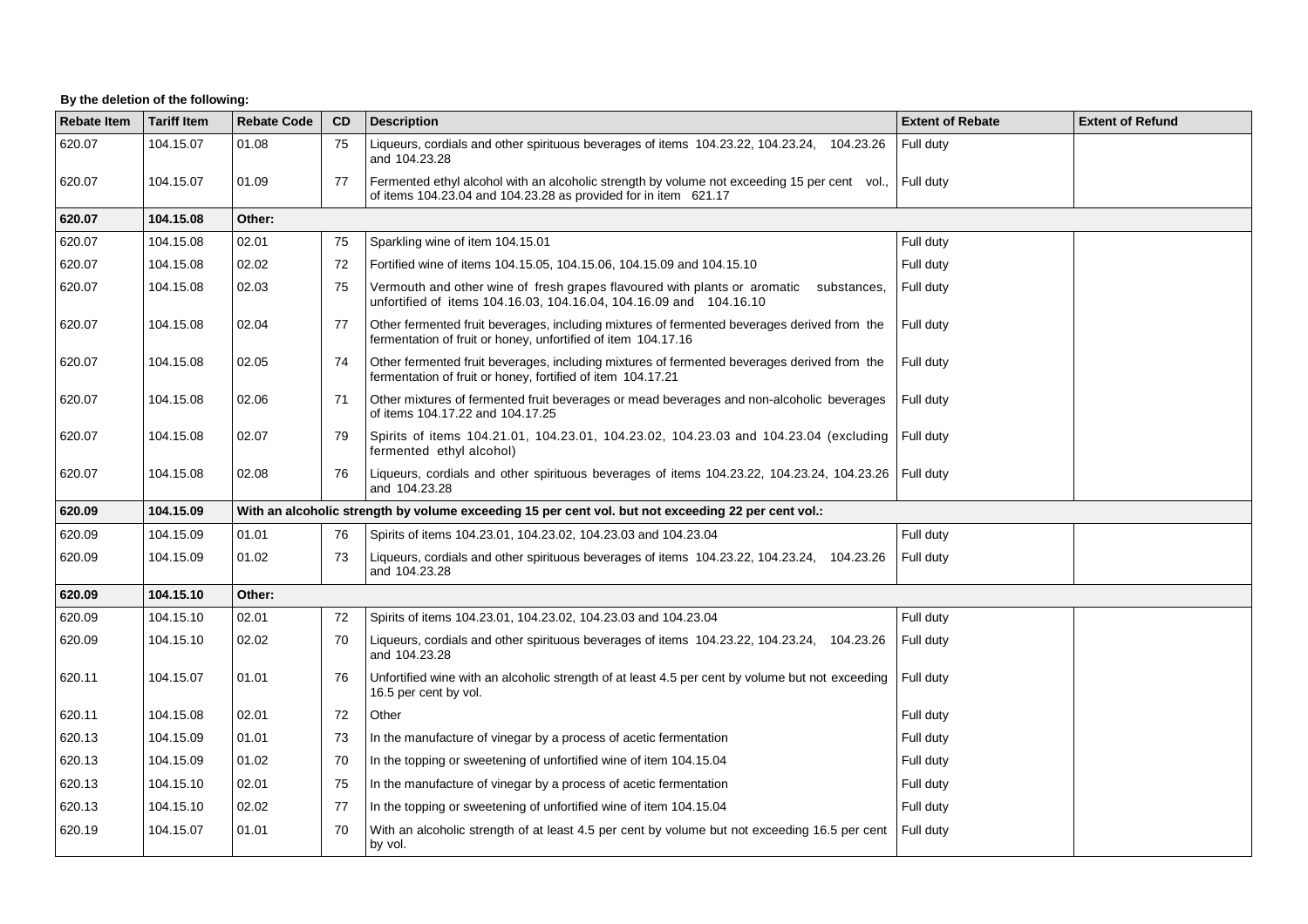**By the deletion of the following:**

| Rebate Item | Tariff Item | Rebate Code | CD | Description | Extent of Rebate | Extent of Refund |
|---|---|---|---|---|---|---|
| 620.07 | 104.15.07 | 01.08 | 75 | Liqueurs, cordials and other spirituous beverages of items 104.23.22, 104.23.24, 104.23.26 and 104.23.28 | Full duty | |
| 620.07 | 104.15.07 | 01.09 | 77 | Fermented ethyl alcohol with an alcoholic strength by volume not exceeding 15 per cent vol., of items 104.23.04 and 104.23.28 as provided for in item 621.17 | Full duty | |
| **620.07** | **104.15.08** | **Other:** | | | | |
| 620.07 | 104.15.08 | 02.01 | 75 | Sparkling wine of item 104.15.01 | Full duty | |
| 620.07 | 104.15.08 | 02.02 | 72 | Fortified wine of items 104.15.05, 104.15.06, 104.15.09 and 104.15.10 | Full duty | |
| 620.07 | 104.15.08 | 02.03 | 75 | Vermouth and other wine of fresh grapes flavoured with plants or aromatic substances, unfortified of items 104.16.03, 104.16.04, 104.16.09 and 104.16.10 | Full duty | |
| 620.07 | 104.15.08 | 02.04 | 77 | Other fermented fruit beverages, including mixtures of fermented beverages derived from the fermentation of fruit or honey, unfortified of item 104.17.16 | Full duty | |
| 620.07 | 104.15.08 | 02.05 | 74 | Other fermented fruit beverages, including mixtures of fermented beverages derived from the fermentation of fruit or honey, fortified of item 104.17.21 | Full duty | |
| 620.07 | 104.15.08 | 02.06 | 71 | Other mixtures of fermented fruit beverages or mead beverages and non-alcoholic beverages of items 104.17.22 and 104.17.25 | Full duty | |
| 620.07 | 104.15.08 | 02.07 | 79 | Spirits of items 104.21.01, 104.23.01, 104.23.02, 104.23.03 and 104.23.04 (excluding fermented ethyl alcohol) | Full duty | |
| 620.07 | 104.15.08 | 02.08 | 76 | Liqueurs, cordials and other spirituous beverages of items 104.23.22, 104.23.24, 104.23.26 and 104.23.28 | Full duty | |
| **620.09** | **104.15.09** | **With an alcoholic strength by volume exceeding 15 per cent vol. but not exceeding 22 per cent vol.:** | | | | |
| 620.09 | 104.15.09 | 01.01 | 76 | Spirits of items 104.23.01, 104.23.02, 104.23.03 and 104.23.04 | Full duty | |
| 620.09 | 104.15.09 | 01.02 | 73 | Liqueurs, cordials and other spirituous beverages of items 104.23.22, 104.23.24, 104.23.26 and 104.23.28 | Full duty | |
| **620.09** | **104.15.10** | **Other:** | | | | |
| 620.09 | 104.15.10 | 02.01 | 72 | Spirits of items 104.23.01, 104.23.02, 104.23.03 and 104.23.04 | Full duty | |
| 620.09 | 104.15.10 | 02.02 | 70 | Liqueurs, cordials and other spirituous beverages of items 104.23.22, 104.23.24, 104.23.26 and 104.23.28 | Full duty | |
| 620.11 | 104.15.07 | 01.01 | 76 | Unfortified wine with an alcoholic strength of at least 4.5 per cent by volume but not exceeding 16.5 per cent by vol. | Full duty | |
| 620.11 | 104.15.08 | 02.01 | 72 | Other | Full duty | |
| 620.13 | 104.15.09 | 01.01 | 73 | In the manufacture of vinegar by a process of acetic fermentation | Full duty | |
| 620.13 | 104.15.09 | 01.02 | 70 | In the topping or sweetening of unfortified wine of item 104.15.04 | Full duty | |
| 620.13 | 104.15.10 | 02.01 | 75 | In the manufacture of vinegar by a process of acetic fermentation | Full duty | |
| 620.13 | 104.15.10 | 02.02 | 77 | In the topping or sweetening of unfortified wine of item 104.15.04 | Full duty | |
| 620.19 | 104.15.07 | 01.01 | 70 | With an alcoholic strength of at least 4.5 per cent by volume but not exceeding 16.5 per cent by vol. | Full duty | |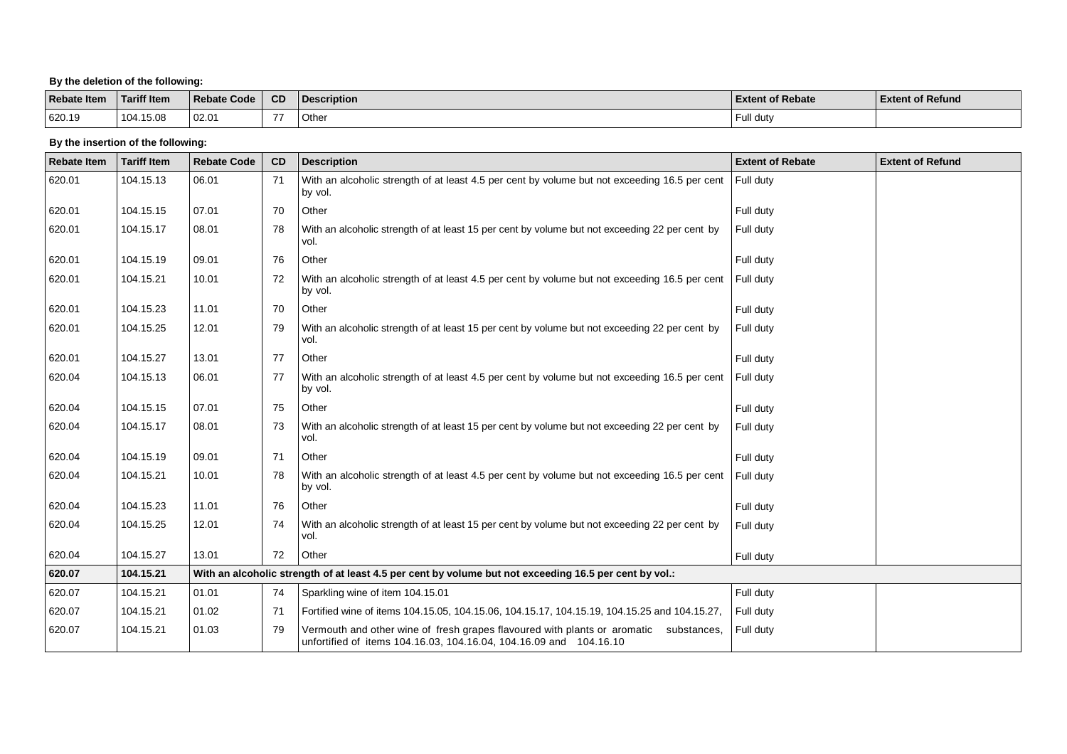**By the deletion of the following:**

| Rebate Item | Tariff Item | Rebate Code | CD | Description | Extent of Rebate | Extent of Refund |
|---|---|---|---|---|---|---|
| 620.19 | 104.15.08 | 02.01 | 77 | Other | Full duty | |

**By the insertion of the following:**

| Rebate Item | Tariff Item | Rebate Code | CD | Description | Extent of Rebate | Extent of Refund |
|---|---|---|---|---|---|---|
| 620.01 | 104.15.13 | 06.01 | 71 | With an alcoholic strength of at least 4.5 per cent by volume but not exceeding 16.5 per cent by vol. | Full duty | |
| 620.01 | 104.15.15 | 07.01 | 70 | Other | Full duty | |
| 620.01 | 104.15.17 | 08.01 | 78 | With an alcoholic strength of at least 15 per cent by volume but not exceeding 22 per cent by vol. | Full duty | |
| 620.01 | 104.15.19 | 09.01 | 76 | Other | Full duty | |
| 620.01 | 104.15.21 | 10.01 | 72 | With an alcoholic strength of at least 4.5 per cent by volume but not exceeding 16.5 per cent by vol. | Full duty | |
| 620.01 | 104.15.23 | 11.01 | 70 | Other | Full duty | |
| 620.01 | 104.15.25 | 12.01 | 79 | With an alcoholic strength of at least 15 per cent by volume but not exceeding 22 per cent by vol. | Full duty | |
| 620.01 | 104.15.27 | 13.01 | 77 | Other | Full duty | |
| 620.04 | 104.15.13 | 06.01 | 77 | With an alcoholic strength of at least 4.5 per cent by volume but not exceeding 16.5 per cent by vol. | Full duty | |
| 620.04 | 104.15.15 | 07.01 | 75 | Other | Full duty | |
| 620.04 | 104.15.17 | 08.01 | 73 | With an alcoholic strength of at least 15 per cent by volume but not exceeding 22 per cent by vol. | Full duty | |
| 620.04 | 104.15.19 | 09.01 | 71 | Other | Full duty | |
| 620.04 | 104.15.21 | 10.01 | 78 | With an alcoholic strength of at least 4.5 per cent by volume but not exceeding 16.5 per cent by vol. | Full duty | |
| 620.04 | 104.15.23 | 11.01 | 76 | Other | Full duty | |
| 620.04 | 104.15.25 | 12.01 | 74 | With an alcoholic strength of at least 15 per cent by volume but not exceeding 22 per cent by vol. | Full duty | |
| 620.04 | 104.15.27 | 13.01 | 72 | Other | Full duty | |
| **620.07** | **104.15.21** | **With an alcoholic strength of at least 4.5 per cent by volume but not exceeding 16.5 per cent by vol.:** | | | | |
| 620.07 | 104.15.21 | 01.01 | 74 | Sparkling wine of item 104.15.01 | Full duty | |
| 620.07 | 104.15.21 | 01.02 | 71 | Fortified wine of items 104.15.05, 104.15.06, 104.15.17, 104.15.19, 104.15.25 and 104.15.27, | Full duty | |
| 620.07 | 104.15.21 | 01.03 | 79 | Vermouth and other wine of fresh grapes flavoured with plants or aromatic substances, unfortified of items 104.16.03, 104.16.04, 104.16.09 and 104.16.10 | Full duty | |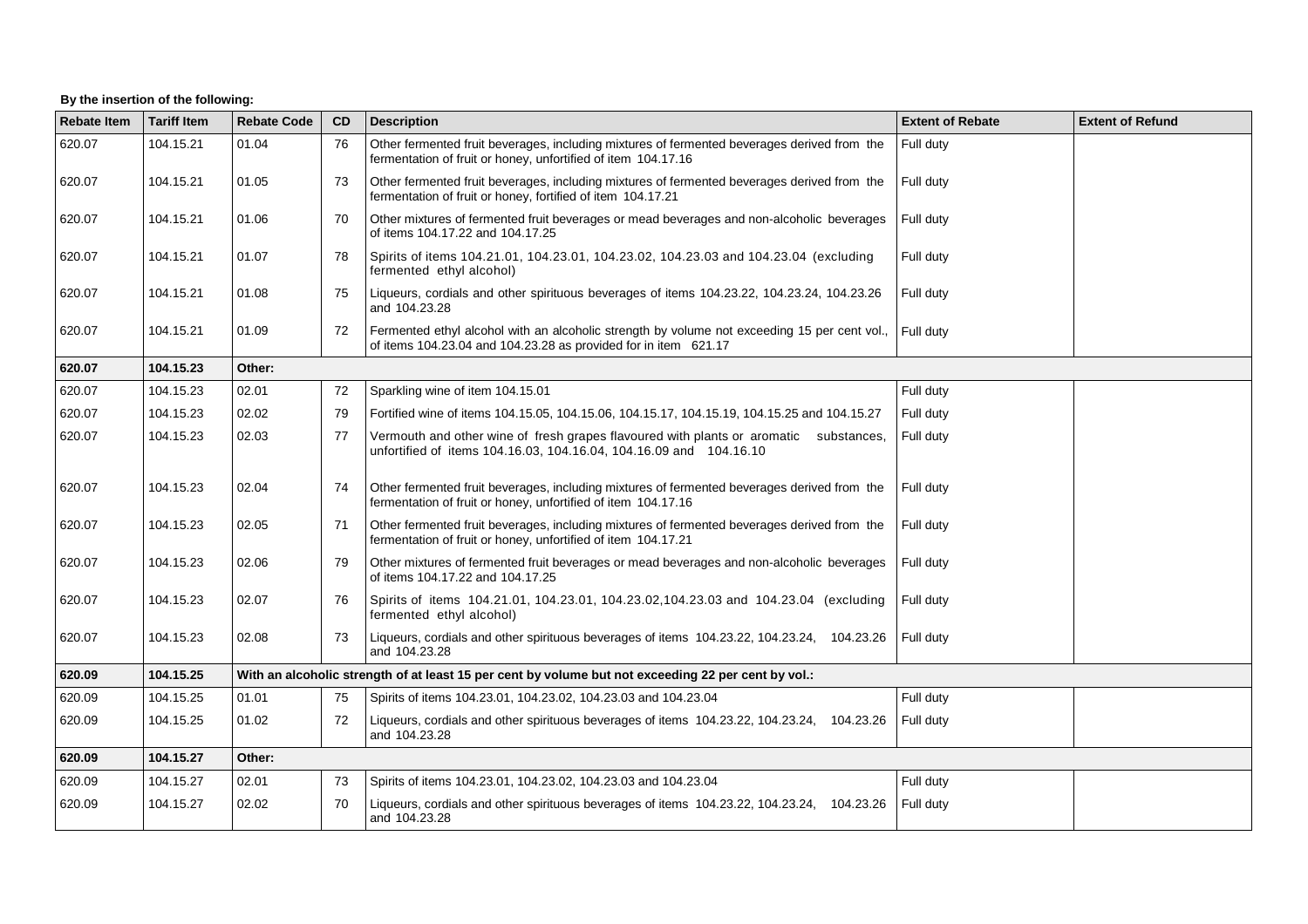**By the insertion of the following:**

| Rebate Item | Tariff Item | Rebate Code | CD | Description | Extent of Rebate | Extent of Refund |
|---|---|---|---|---|---|---|
| 620.07 | 104.15.21 | 01.04 | 76 | Other fermented fruit beverages, including mixtures of fermented beverages derived from the fermentation of fruit or honey, unfortified of item 104.17.16 | Full duty | |
| 620.07 | 104.15.21 | 01.05 | 73 | Other fermented fruit beverages, including mixtures of fermented beverages derived from the fermentation of fruit or honey, fortified of item 104.17.21 | Full duty | |
| 620.07 | 104.15.21 | 01.06 | 70 | Other mixtures of fermented fruit beverages or mead beverages and non-alcoholic beverages of items 104.17.22 and 104.17.25 | Full duty | |
| 620.07 | 104.15.21 | 01.07 | 78 | Spirits of items 104.21.01, 104.23.01, 104.23.02, 104.23.03 and 104.23.04 (excluding fermented ethyl alcohol) | Full duty | |
| 620.07 | 104.15.21 | 01.08 | 75 | Liqueurs, cordials and other spirituous beverages of items 104.23.22, 104.23.24, 104.23.26 and 104.23.28 | Full duty | |
| 620.07 | 104.15.21 | 01.09 | 72 | Fermented ethyl alcohol with an alcoholic strength by volume not exceeding 15 per cent vol., of items 104.23.04 and 104.23.28 as provided for in item 621.17 | Full duty | |
| **620.07** | **104.15.23** | **Other:** | | | | |
| 620.07 | 104.15.23 | 02.01 | 72 | Sparkling wine of item 104.15.01 | Full duty | |
| 620.07 | 104.15.23 | 02.02 | 79 | Fortified wine of items 104.15.05, 104.15.06, 104.15.17, 104.15.19, 104.15.25 and 104.15.27 | Full duty | |
| 620.07 | 104.15.23 | 02.03 | 77 | Vermouth and other wine of fresh grapes flavoured with plants or aromatic substances, unfortified of items 104.16.03, 104.16.04, 104.16.09 and 104.16.10 | Full duty | |
| 620.07 | 104.15.23 | 02.04 | 74 | Other fermented fruit beverages, including mixtures of fermented beverages derived from the fermentation of fruit or honey, unfortified of item 104.17.16 | Full duty | |
| 620.07 | 104.15.23 | 02.05 | 71 | Other fermented fruit beverages, including mixtures of fermented beverages derived from the fermentation of fruit or honey, unfortified of item 104.17.21 | Full duty | |
| 620.07 | 104.15.23 | 02.06 | 79 | Other mixtures of fermented fruit beverages or mead beverages and non-alcoholic beverages of items 104.17.22 and 104.17.25 | Full duty | |
| 620.07 | 104.15.23 | 02.07 | 76 | Spirits of items 104.21.01, 104.23.01, 104.23.02,104.23.03 and 104.23.04 (excluding fermented ethyl alcohol) | Full duty | |
| 620.07 | 104.15.23 | 02.08 | 73 | Liqueurs, cordials and other spirituous beverages of items 104.23.22, 104.23.24, 104.23.26 and 104.23.28 | Full duty | |
| **620.09** | **104.15.25** | **With an alcoholic strength of at least 15 per cent by volume but not exceeding 22 per cent by vol.:** | | | | |
| 620.09 | 104.15.25 | 01.01 | 75 | Spirits of items 104.23.01, 104.23.02, 104.23.03 and 104.23.04 | Full duty | |
| 620.09 | 104.15.25 | 01.02 | 72 | Liqueurs, cordials and other spirituous beverages of items 104.23.22, 104.23.24, 104.23.26 and 104.23.28 | Full duty | |
| **620.09** | **104.15.27** | **Other:** | | | | |
| 620.09 | 104.15.27 | 02.01 | 73 | Spirits of items 104.23.01, 104.23.02, 104.23.03 and 104.23.04 | Full duty | |
| 620.09 | 104.15.27 | 02.02 | 70 | Liqueurs, cordials and other spirituous beverages of items 104.23.22, 104.23.24, 104.23.26 and 104.23.28 | Full duty | |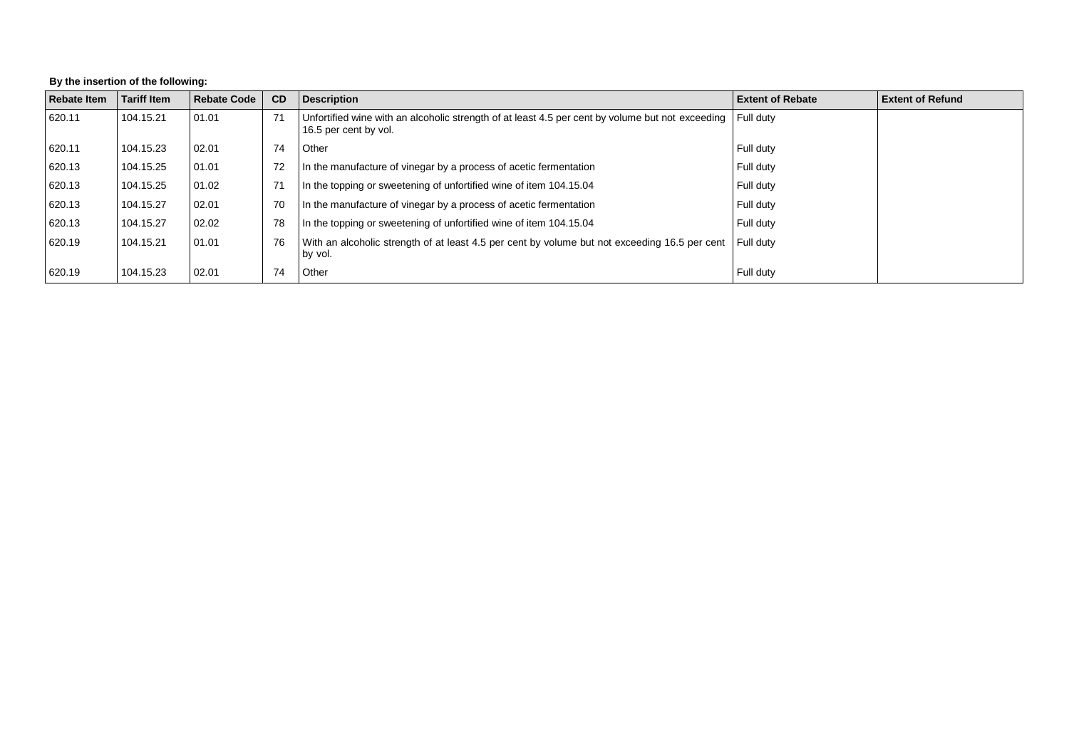**By the insertion of the following:**

| Rebate Item | Tariff Item | Rebate Code | CD | Description | Extent of Rebate | Extent of Refund |
|---|---|---|---|---|---|---|
| 620.11 | 104.15.21 | 01.01 | 71 | Unfortified wine with an alcoholic strength of at least 4.5 per cent by volume but not exceeding 16.5 per cent by vol. | Full duty | |
| 620.11 | 104.15.23 | 02.01 | 74 | Other | Full duty | |
| 620.13 | 104.15.25 | 01.01 | 72 | In the manufacture of vinegar by a process of acetic fermentation | Full duty | |
| 620.13 | 104.15.25 | 01.02 | 71 | In the topping or sweetening of unfortified wine of item 104.15.04 | Full duty | |
| 620.13 | 104.15.27 | 02.01 | 70 | In the manufacture of vinegar by a process of acetic fermentation | Full duty | |
| 620.13 | 104.15.27 | 02.02 | 78 | In the topping or sweetening of unfortified wine of item 104.15.04 | Full duty | |
| 620.19 | 104.15.21 | 01.01 | 76 | With an alcoholic strength of at least 4.5 per cent by volume but not exceeding 16.5 per cent by vol. | Full duty | |
| 620.19 | 104.15.23 | 02.01 | 74 | Other | Full duty | |